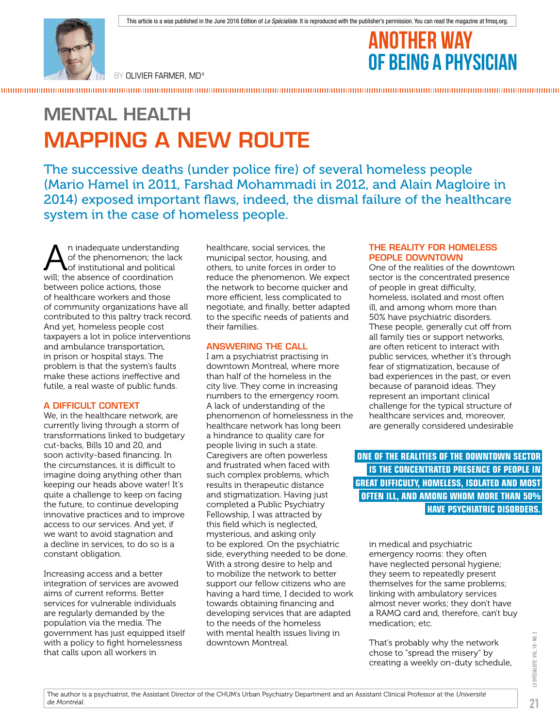This article is a was published in the June 2016 Edition of *Le Spécialiste*. It is reproduced with the publisher's permission. You can read the magazine at fmsq.org.

# ANOTHER WAY OF BEING A PHYSICIAN

BY OLIVIER FARMER, MD*

## MENTAL HEALTH
# MAPPING A NEW ROUTE

The successive deaths (under police fire) of several homeless people (Mario Hamel in 2011, Farshad Mohammadi in 2012, and Alain Magloire in 2014) exposed important flaws, indeed, the dismal failure of the healthcare system in the case of homeless people.

An inadequate understanding of the phenomenon; the lack of institutional and political will; the absence of coordination between police actions, those of healthcare workers and those of community organizations have all contributed to this paltry track record. And yet, homeless people cost taxpayers a lot in police interventions and ambulance transportation, in prison or hospital stays. The problem is that the system's faults make these actions ineffective and futile, a real waste of public funds.

### A DIFFICULT CONTEXT

We, in the healthcare network, are currently living through a storm of transformations linked to budgetary cut-backs, Bills 10 and 20, and soon activity-based financing. In the circumstances, it is difficult to imagine doing anything other than keeping our heads above water! It's quite a challenge to keep on facing the future, to continue developing innovative practices and to improve access to our services. And yet, if we want to avoid stagnation and a decline in services, to do so is a constant obligation.

Increasing access and a better integration of services are avowed aims of current reforms. Better services for vulnerable individuals are regularly demanded by the population via the media. The government has just equipped itself with a policy to fight homelessness that calls upon all workers in healthcare, social services, the municipal sector, housing, and others, to unite forces in order to reduce the phenomenon. We expect the network to become quicker and more efficient, less complicated to negotiate, and finally, better adapted to the specific needs of patients and their families.

### ANSWERING THE CALL

I am a psychiatrist practising in downtown Montreal, where more than half of the homeless in the city live. They come in increasing numbers to the emergency room. A lack of understanding of the phenomenon of homelessness in the healthcare network has long been a hindrance to quality care for people living in such a state. Caregivers are often powerless and frustrated when faced with such complex problems, which results in therapeutic distance and stigmatization. Having just completed a Public Psychiatry Fellowship, I was attracted by this field which is neglected, mysterious, and asking only to be explored. On the psychiatric side, everything needed to be done. With a strong desire to help and to mobilize the network to better support our fellow citizens who are having a hard time, I decided to work towards obtaining financing and developing services that are adapted to the needs of the homeless with mental health issues living in downtown Montreal.

### THE REALITY FOR HOMELESS PEOPLE DOWNTOWN

One of the realities of the downtown sector is the concentrated presence of people in great difficulty, homeless, isolated and most often ill, and among whom more than 50% have psychiatric disorders. These people, generally cut off from all family ties or support networks, are often reticent to interact with public services, whether it's through fear of stigmatization, because of bad experiences in the past, or even because of paranoid ideas. They represent an important clinical challenge for the typical structure of healthcare services and, moreover, are generally considered undesirable

> **ONE OF THE REALITIES OF THE DOWNTOWN SECTOR IS THE CONCENTRATED PRESENCE OF PEOPLE IN GREAT DIFFICULTY, HOMELESS, ISOLATED AND MOST OFTEN ILL, AND AMONG WHOM MORE THAN 50% HAVE PSYCHIATRIC DISORDERS.**

in medical and psychiatric emergency rooms: they often have neglected personal hygiene; they seem to repeatedly present themselves for the same problems; linking with ambulatory services almost never works; they don't have a RAMQ card and, therefore, can't buy medication; etc.

That's probably why the network chose to "spread the misery" by creating a weekly on-duty schedule,

*The author is a psychiatrist, the Assistant Director of the CHUM's Urban Psychiatry Department and an Assistant Clinical Professor at the *Université de Montréal*.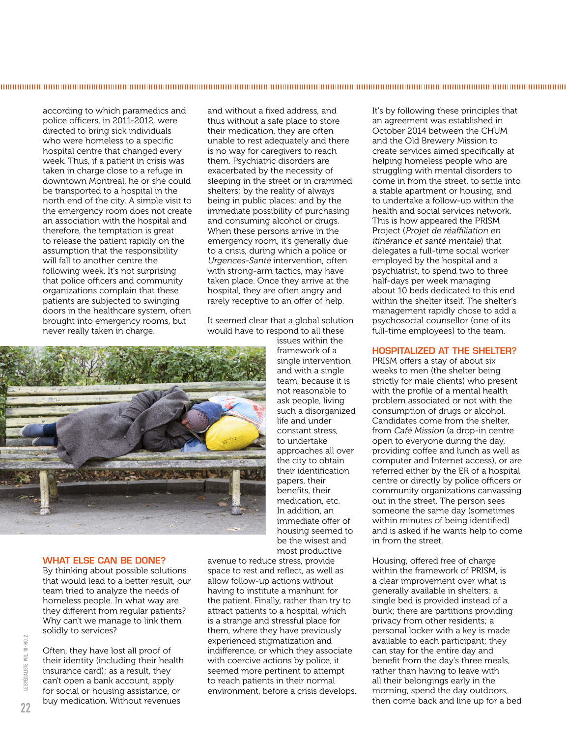according to which paramedics and police officers, in 2011-2012, were directed to bring sick individuals who were homeless to a specific hospital centre that changed every week. Thus, if a patient in crisis was taken in charge close to a refuge in downtown Montreal, he or she could be transported to a hospital in the north end of the city. A simple visit to the emergency room does not create an association with the hospital and therefore, the temptation is great to release the patient rapidly on the assumption that the responsibility will fall to another centre the following week. It's not surprising that police officers and community organizations complain that these patients are subjected to swinging doors in the healthcare system, often brought into emergency rooms, but never really taken in charge.

## WHAT ELSE CAN BE DONE?

By thinking about possible solutions that would lead to a better result, our team tried to analyze the needs of homeless people. In what way are they different from regular patients? Why can't we manage to link them solidly to services?

Often, they have lost all proof of their identity (including their health insurance card); as a result, they can't open a bank account, apply for social or housing assistance, or buy medication. Without revenues and without a fixed address, and thus without a safe place to store their medication, they are often unable to rest adequately and there is no way for caregivers to reach them. Psychiatric disorders are exacerbated by the necessity of sleeping in the street or in crammed shelters; by the reality of always being in public places; and by the immediate possibility of purchasing and consuming alcohol or drugs. When these persons arrive in the emergency room, it's generally due to a crisis, during which a police or *Urgences-Santé* intervention, often with strong-arm tactics, may have taken place. Once they arrive at the hospital, they are often angry and rarely receptive to an offer of help.

It seemed clear that a global solution would have to respond to all these issues within the framework of a single intervention and with a single team, because it is not reasonable to ask people, living such a disorganized life and under constant stress, to undertake approaches all over the city to obtain their identification papers, their benefits, their medication, etc. In addition, an immediate offer of housing seemed to be the wisest and most productive avenue to reduce stress, provide space to rest and reflect, as well as allow follow-up actions without having to institute a manhunt for the patient. Finally, rather than try to attract patients to a hospital, which is a strange and stressful place for them, where they have previously experienced stigmatization and indifference, or which they associate with coercive actions by police, it seemed more pertinent to attempt to reach patients in their normal environment, before a crisis develops.

It's by following these principles that an agreement was established in October 2014 between the CHUM and the Old Brewery Mission to create services aimed specifically at helping homeless people who are struggling with mental disorders to come in from the street, to settle into a stable apartment or housing, and to undertake a follow-up within the health and social services network. This is how appeared the PRISM Project (*Projet de réaffiliation en itinérance et santé mentale*) that delegates a full-time social worker employed by the hospital and a psychiatrist, to spend two to three half-days per week managing about 10 beds dedicated to this end within the shelter itself. The shelter's management rapidly chose to add a psychosocial counsellor (one of its full-time employees) to the team.

## HOSPITALIZED AT THE SHELTER?

PRISM offers a stay of about six weeks to men (the shelter being strictly for male clients) who present with the profile of a mental health problem associated or not with the consumption of drugs or alcohol. Candidates come from the shelter, from *Café Mission* (a drop-in centre open to everyone during the day, providing coffee and lunch as well as computer and Internet access), or are referred either by the ER of a hospital centre or directly by police officers or community organizations canvassing out in the street. The person sees someone the same day (sometimes within minutes of being identified) and is asked if he wants help to come in from the street.

Housing, offered free of charge within the framework of PRISM, is a clear improvement over what is generally available in shelters: a single bed is provided instead of a bunk; there are partitions providing privacy from other residents; a personal locker with a key is made available to each participant; they can stay for the entire day and benefit from the day's three meals, rather than having to leave with all their belongings early in the morning, spend the day outdoors, then come back and line up for a bed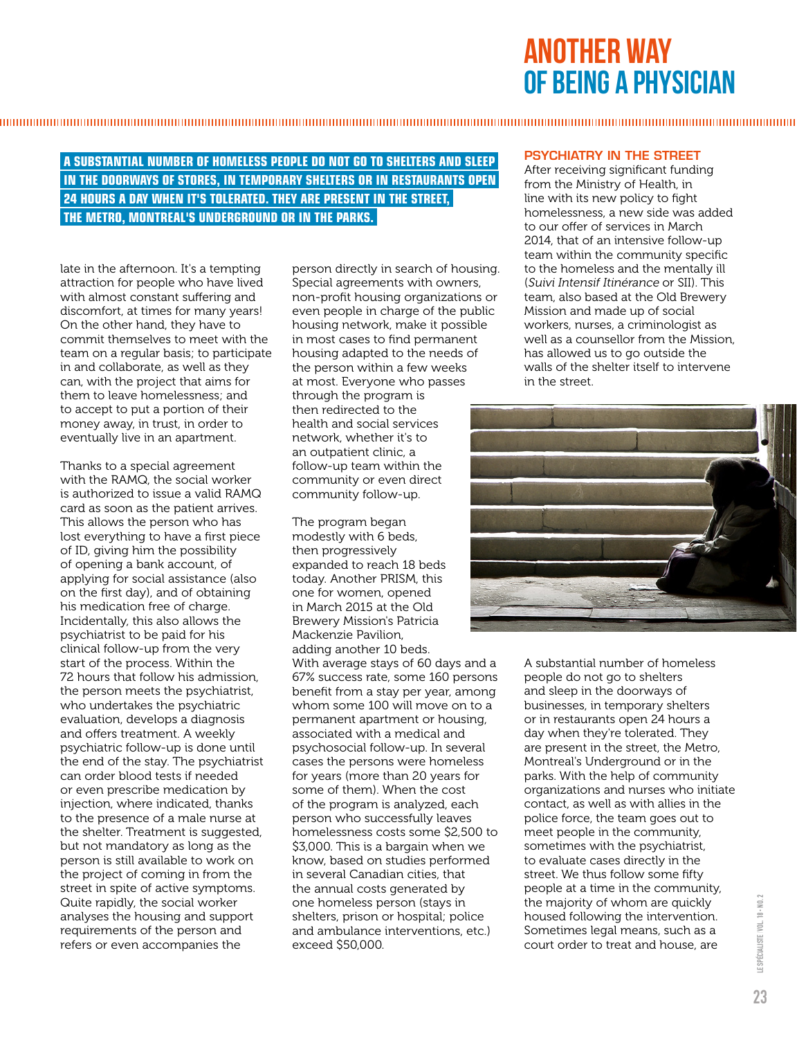# ANOTHER WAY OF BEING A PHYSICIAN

**A SUBSTANTIAL NUMBER OF HOMELESS PEOPLE DO NOT GO TO SHELTERS AND SLEEP IN THE DOORWAYS OF STORES, IN TEMPORARY SHELTERS OR IN RESTAURANTS OPEN 24 HOURS A DAY WHEN IT'S TOLERATED. THEY ARE PRESENT IN THE STREET, THE METRO, MONTREAL'S UNDERGROUND OR IN THE PARKS.**

late in the afternoon. It's a tempting attraction for people who have lived with almost constant suffering and discomfort, at times for many years! On the other hand, they have to commit themselves to meet with the team on a regular basis; to participate in and collaborate, as well as they can, with the project that aims for them to leave homelessness; and to accept to put a portion of their money away, in trust, in order to eventually live in an apartment.

Thanks to a special agreement with the RAMQ, the social worker is authorized to issue a valid RAMQ card as soon as the patient arrives. This allows the person who has lost everything to have a first piece of ID, giving him the possibility of opening a bank account, of applying for social assistance (also on the first day), and of obtaining his medication free of charge. Incidentally, this also allows the psychiatrist to be paid for his clinical follow-up from the very start of the process. Within the 72 hours that follow his admission, the person meets the psychiatrist, who undertakes the psychiatric evaluation, develops a diagnosis and offers treatment. A weekly psychiatric follow-up is done until the end of the stay. The psychiatrist can order blood tests if needed or even prescribe medication by injection, where indicated, thanks to the presence of a male nurse at the shelter. Treatment is suggested, but not mandatory as long as the person is still available to work on the project of coming in from the street in spite of active symptoms. Quite rapidly, the social worker analyses the housing and support requirements of the person and refers or even accompanies the person directly in search of housing. Special agreements with owners, non-profit housing organizations or even people in charge of the public housing network, make it possible in most cases to find permanent housing adapted to the needs of the person within a few weeks at most. Everyone who passes through the program is then redirected to the health and social services network, whether it's to an outpatient clinic, a follow-up team within the community or even direct community follow-up.

The program began modestly with 6 beds, then progressively expanded to reach 18 beds today. Another PRISM, this one for women, opened in March 2015 at the Old Brewery Mission's Patricia Mackenzie Pavilion, adding another 10 beds. With average stays of 60 days and a 67% success rate, some 160 persons benefit from a stay per year, among whom some 100 will move on to a permanent apartment or housing, associated with a medical and psychosocial follow-up. In several cases the persons were homeless for years (more than 20 years for some of them). When the cost of the program is analyzed, each person who successfully leaves homelessness costs some $2,500 to $3,000. This is a bargain when we know, based on studies performed in several Canadian cities, that the annual costs generated by one homeless person (stays in shelters, prison or hospital; police and ambulance interventions, etc.) exceed $50,000.

## PSYCHIATRY IN THE STREET

After receiving significant funding from the Ministry of Health, in line with its new policy to fight homelessness, a new side was added to our offer of services in March 2014, that of an intensive follow-up team within the community specific to the homeless and the mentally ill (*Suivi Intensif Itinérance* or SII). This team, also based at the Old Brewery Mission and made up of social workers, nurses, a criminologist as well as a counsellor from the Mission, has allowed us to go outside the walls of the shelter itself to intervene in the street.

A substantial number of homeless people do not go to shelters and sleep in the doorways of businesses, in temporary shelters or in restaurants open 24 hours a day when they're tolerated. They are present in the street, the Metro, Montreal's Underground or in the parks. With the help of community organizations and nurses who initiate contact, as well as with allies in the police force, the team goes out to meet people in the community, sometimes with the psychiatrist, to evaluate cases directly in the street. We thus follow some fifty people at a time in the community, the majority of whom are quickly housed following the intervention. Sometimes legal means, such as a court order to treat and house, are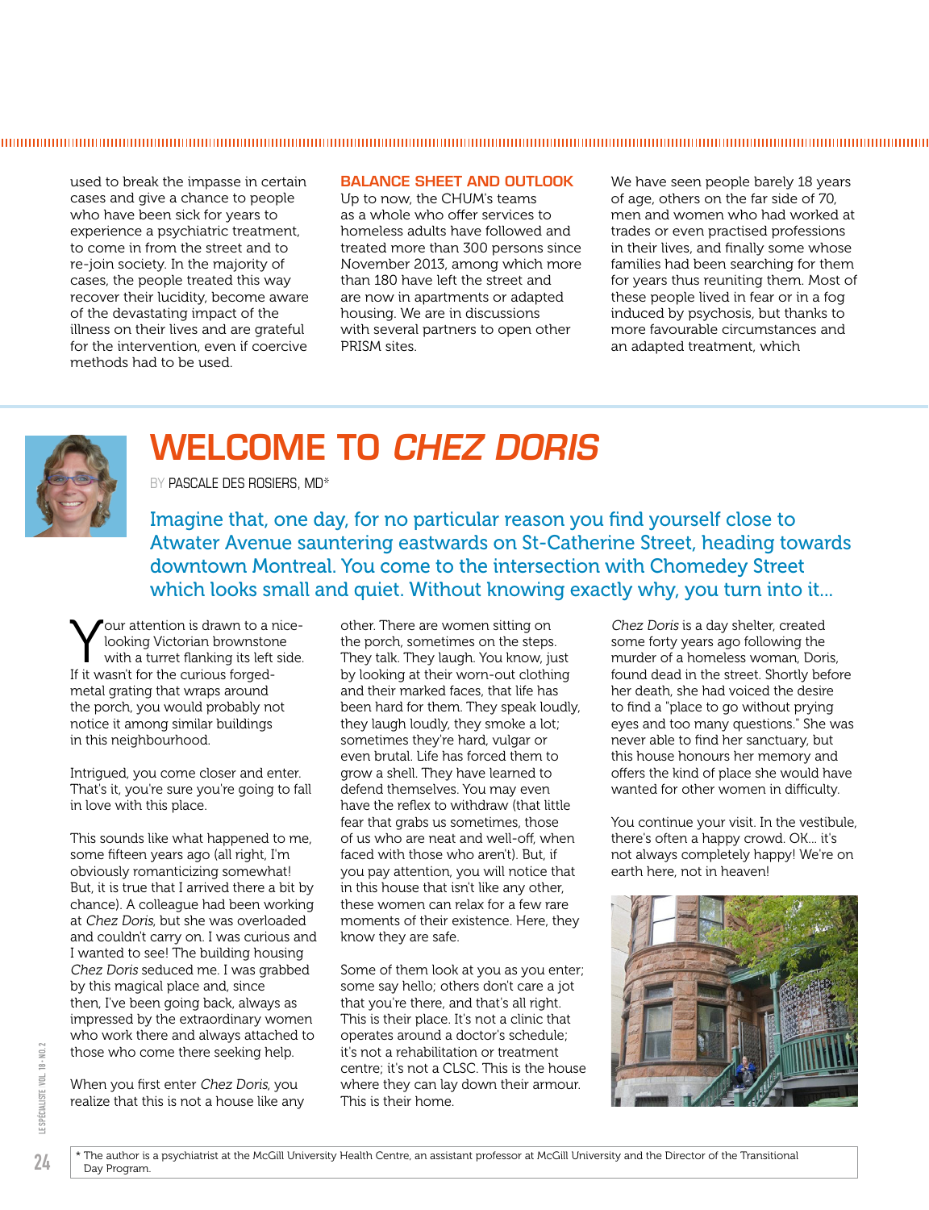used to break the impasse in certain cases and give a chance to people who have been sick for years to experience a psychiatric treatment, to come in from the street and to re-join society. In the majority of cases, the people treated this way recover their lucidity, become aware of the devastating impact of the illness on their lives and are grateful for the intervention, even if coercive methods had to be used.

## BALANCE SHEET AND OUTLOOK

Up to now, the CHUM's teams as a whole who offer services to homeless adults have followed and treated more than 300 persons since November 2013, among which more than 180 have left the street and are now in apartments or adapted housing. We are in discussions with several partners to open other PRISM sites.

We have seen people barely 18 years of age, others on the far side of 70, men and women who had worked at trades or even practised professions in their lives, and finally some whose families had been searching for them for years thus reuniting them. Most of these people lived in fear or in a fog induced by psychosis, but thanks to more favourable circumstances and an adapted treatment, which

# WELCOME TO *CHEZ DORIS*

BY PASCALE DES ROSIERS, MD*

Imagine that, one day, for no particular reason you find yourself close to Atwater Avenue sauntering eastwards on St-Catherine Street, heading towards downtown Montreal. You come to the intersection with Chomedey Street which looks small and quiet. Without knowing exactly why, you turn into it...

Your attention is drawn to a nice-looking Victorian brownstone with a turret flanking its left side. If it wasn't for the curious forged-metal grating that wraps around the porch, you would probably not notice it among similar buildings in this neighbourhood.

Intrigued, you come closer and enter. That's it, you're sure you're going to fall in love with this place.

This sounds like what happened to me, some fifteen years ago (all right, I'm obviously romanticizing somewhat! But, it is true that I arrived there a bit by chance). A colleague had been working at *Chez Doris*, but she was overloaded and couldn't carry on. I was curious and I wanted to see! The building housing *Chez Doris* seduced me. I was grabbed by this magical place and, since then, I've been going back, always as impressed by the extraordinary women who work there and always attached to those who come there seeking help.

When you first enter *Chez Doris*, you realize that this is not a house like any other. There are women sitting on the porch, sometimes on the steps. They talk. They laugh. You know, just by looking at their worn-out clothing and their marked faces, that life has been hard for them. They speak loudly, they laugh loudly, they smoke a lot; sometimes they're hard, vulgar or even brutal. Life has forced them to grow a shell. They have learned to defend themselves. You may even have the reflex to withdraw (that little fear that grabs us sometimes, those of us who are neat and well-off, when faced with those who aren't). But, if you pay attention, you will notice that in this house that isn't like any other, these women can relax for a few rare moments of their existence. Here, they know they are safe.

Some of them look at you as you enter; some say hello; others don't care a jot that you're there, and that's all right. This is their place. It's not a clinic that operates around a doctor's schedule; it's not a rehabilitation or treatment centre; it's not a CLSC. This is the house where they can lay down their armour. This is their home.

*Chez Doris* is a day shelter, created some forty years ago following the murder of a homeless woman, Doris, found dead in the street. Shortly before her death, she had voiced the desire to find a "place to go without prying eyes and too many questions." She was never able to find her sanctuary, but this house honours her memory and offers the kind of place she would have wanted for other women in difficulty.

You continue your visit. In the vestibule, there's often a happy crowd. OK... it's not always completely happy! We're on earth here, not in heaven!

* The author is a psychiatrist at the McGill University Health Centre, an assistant professor at McGill University and the Director of the Transitional Day Program.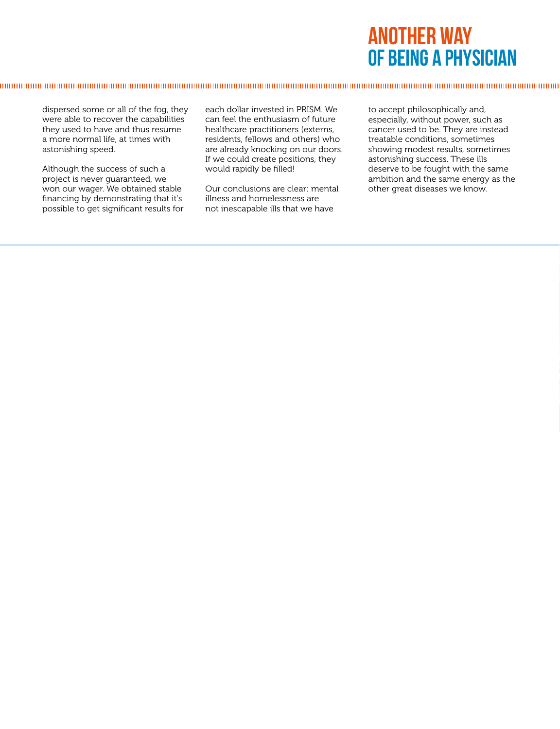dispersed some or all of the fog, they were able to recover the capabilities they used to have and thus resume a more normal life, at times with astonishing speed.

Although the success of such a project is never guaranteed, we won our wager. We obtained stable financing by demonstrating that it's possible to get significant results for each dollar invested in PRISM. We can feel the enthusiasm of future healthcare practitioners (externs, residents, fellows and others) who are already knocking on our doors. If we could create positions, they would rapidly be filled!

Our conclusions are clear: mental illness and homelessness are not inescapable ills that we have to accept philosophically and, especially, without power, such as cancer used to be. They are instead treatable conditions, sometimes showing modest results, sometimes astonishing success. These ills deserve to be fought with the same ambition and the same energy as the other great diseases we know.